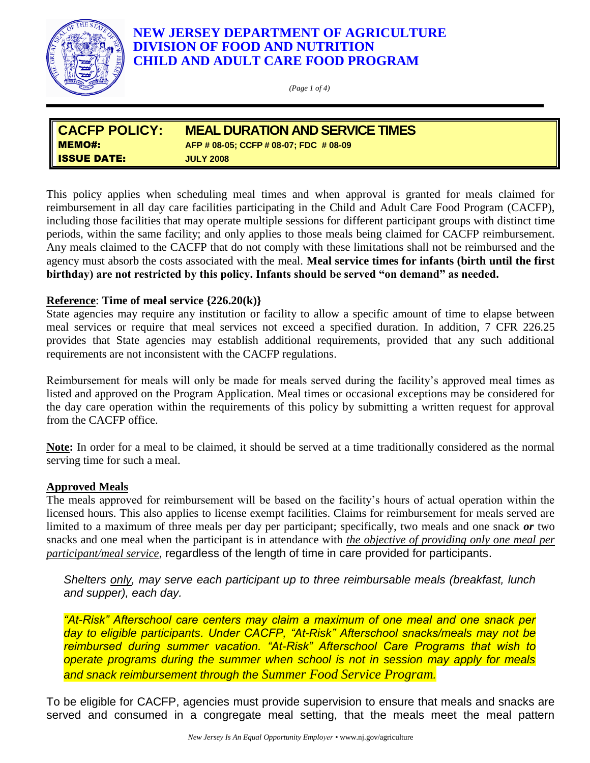# NEW JERSEY DEPARTMENT OF AGRICULTURE
## DIVISION OF FOOD AND NUTRITION
## CHILD AND ADULT CARE FOOD PROGRAM

| **CACFP POLICY:** | **MEAL DURATION AND SERVICE TIMES** |
| --- | --- |
| **MEMO#:** | **AFP # 08-05; CCFP # 08-07; FDC # 08-09** |
| **ISSUE DATE:** | **JULY 2008** |

This policy applies when scheduling meal times and when approval is granted for meals claimed for reimbursement in all day care facilities participating in the Child and Adult Care Food Program (CACFP), including those facilities that may operate multiple sessions for different participant groups with distinct time periods, within the same facility; and only applies to those meals being claimed for CACFP reimbursement. Any meals claimed to the CACFP that do not comply with these limitations shall not be reimbursed and the agency must absorb the costs associated with the meal. **Meal service times for infants (birth until the first birthday) are not restricted by this policy. Infants should be served "on demand" as needed.**

**Reference**: **Time of meal service {226.20(k)}**
State agencies may require any institution or facility to allow a specific amount of time to elapse between meal services or require that meal services not exceed a specified duration. In addition, 7 CFR 226.25 provides that State agencies may establish additional requirements, provided that any such additional requirements are not inconsistent with the CACFP regulations.

Reimbursement for meals will only be made for meals served during the facility's approved meal times as listed and approved on the Program Application. Meal times or occasional exceptions may be considered for the day care operation within the requirements of this policy by submitting a written request for approval from the CACFP office.

**Note:** In order for a meal to be claimed, it should be served at a time traditionally considered as the normal serving time for such a meal.

**Approved Meals**
The meals approved for reimbursement will be based on the facility's hours of actual operation within the licensed hours. This also applies to license exempt facilities. Claims for reimbursement for meals served are limited to a maximum of three meals per day per participant; specifically, two meals and one snack ***or*** two snacks and one meal when the participant is in attendance with *the objective of providing only one meal per participant/meal service*, regardless of the length of time in care provided for participants.

*Shelters only, may serve each participant up to three reimbursable meals (breakfast, lunch and supper), each day.*

*"At-Risk" Afterschool care centers may claim a maximum of one meal and one snack per day to eligible participants. Under CACFP, "At-Risk" Afterschool snacks/meals may not be reimbursed during summer vacation. "At-Risk" Afterschool Care Programs that wish to operate programs during the summer when school is not in session may apply for meals and snack reimbursement through the Summer Food Service Program.*

To be eligible for CACFP, agencies must provide supervision to ensure that meals and snacks are served and consumed in a congregate meal setting, that the meals meet the meal pattern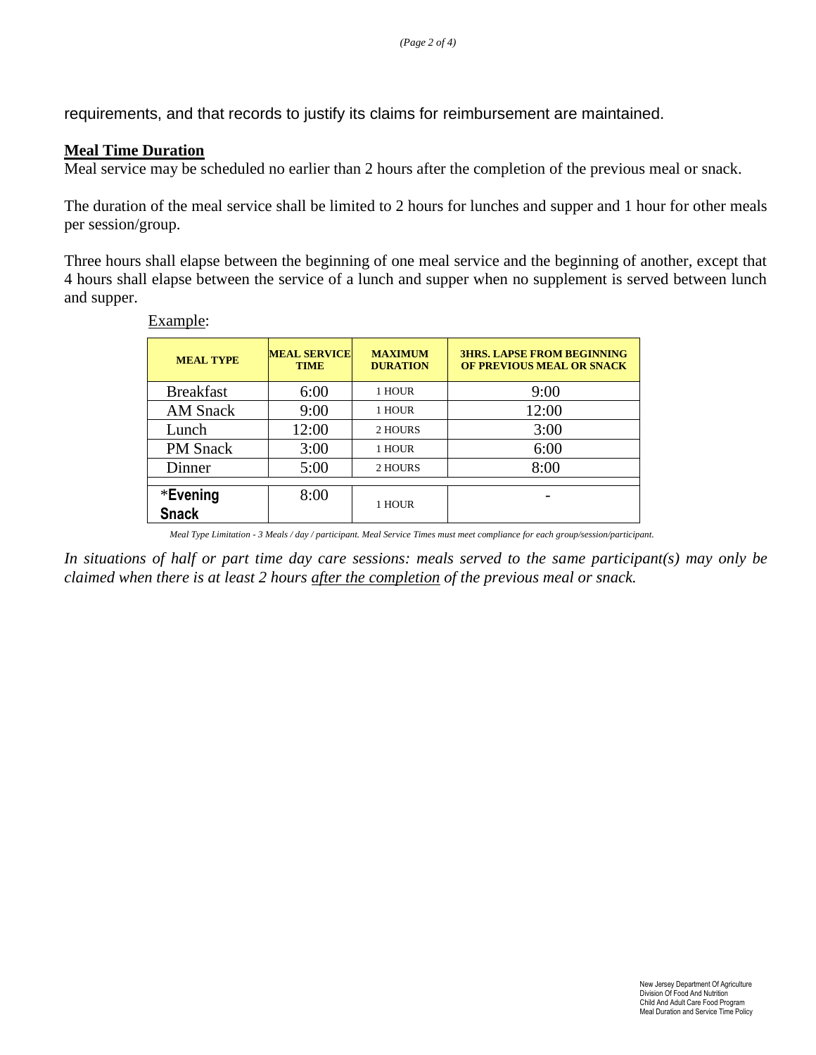requirements, and that records to justify its claims for reimbursement are maintained.

**Meal Time Duration**

Meal service may be scheduled no earlier than 2 hours after the completion of the previous meal or snack.

The duration of the meal service shall be limited to 2 hours for lunches and supper and 1 hour for other meals per session/group.

Three hours shall elapse between the beginning of one meal service and the beginning of another, except that 4 hours shall elapse between the service of a lunch and supper when no supplement is served between lunch and supper.

Example:

| MEAL TYPE | MEAL SERVICE TIME | MAXIMUM DURATION | 3HRS. LAPSE FROM BEGINNING OF PREVIOUS MEAL OR SNACK |
|---|---|---|---|
| Breakfast | 6:00 | 1 HOUR | 9:00 |
| AM Snack | 9:00 | 1 HOUR | 12:00 |
| Lunch | 12:00 | 2 HOURS | 3:00 |
| PM Snack | 3:00 | 1 HOUR | 6:00 |
| Dinner | 5:00 | 2 HOURS | 8:00 |
| *Evening Snack | 8:00 | 1 HOUR | - |

*Meal Type Limitation - 3 Meals / day / participant. Meal Service Times must meet compliance for each group/session/participant.*

*In situations of half or part time day care sessions: meals served to the same participant(s) may only be claimed when there is at least 2 hours after the completion of the previous meal or snack.*

New Jersey Department Of Agriculture
Division Of Food And Nutrition
Child And Adult Care Food Program
Meal Duration and Service Time Policy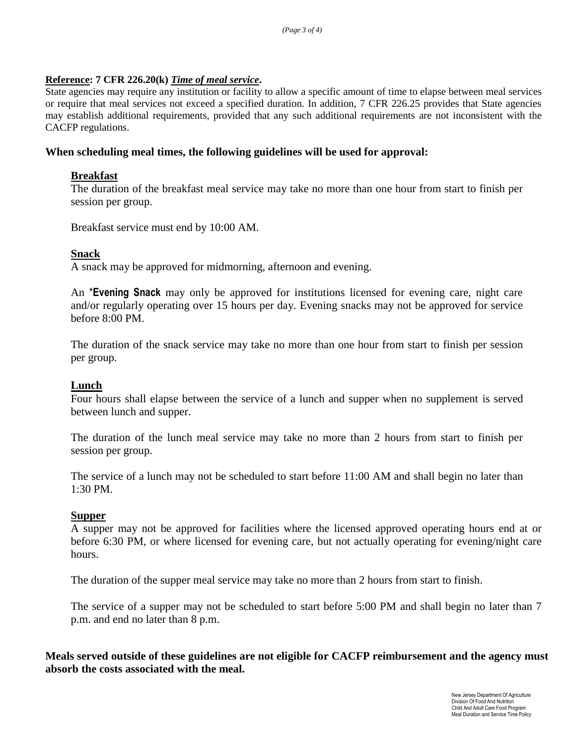**Reference: 7 CFR 226.20(k) *Time of meal service*.**
State agencies may require any institution or facility to allow a specific amount of time to elapse between meal services or require that meal services not exceed a specified duration. In addition, 7 CFR 226.25 provides that State agencies may establish additional requirements, provided that any such additional requirements are not inconsistent with the CACFP regulations.

**When scheduling meal times, the following guidelines will be used for approval:**

**Breakfast**

The duration of the breakfast meal service may take no more than one hour from start to finish per session per group.

Breakfast service must end by 10:00 AM.

**Snack**

A snack may be approved for midmorning, afternoon and evening.

An ***Evening Snack** may only be approved for institutions licensed for evening care, night care and/or regularly operating over 15 hours per day. Evening snacks may not be approved for service before 8:00 PM.

The duration of the snack service may take no more than one hour from start to finish per session per group.

**Lunch**

Four hours shall elapse between the service of a lunch and supper when no supplement is served between lunch and supper.

The duration of the lunch meal service may take no more than 2 hours from start to finish per session per group.

The service of a lunch may not be scheduled to start before 11:00 AM and shall begin no later than 1:30 PM.

**Supper**

A supper may not be approved for facilities where the licensed approved operating hours end at or before 6:30 PM, or where licensed for evening care, but not actually operating for evening/night care hours.

The duration of the supper meal service may take no more than 2 hours from start to finish.

The service of a supper may not be scheduled to start before 5:00 PM and shall begin no later than 7 p.m. and end no later than 8 p.m.

**Meals served outside of these guidelines are not eligible for CACFP reimbursement and the agency must absorb the costs associated with the meal.**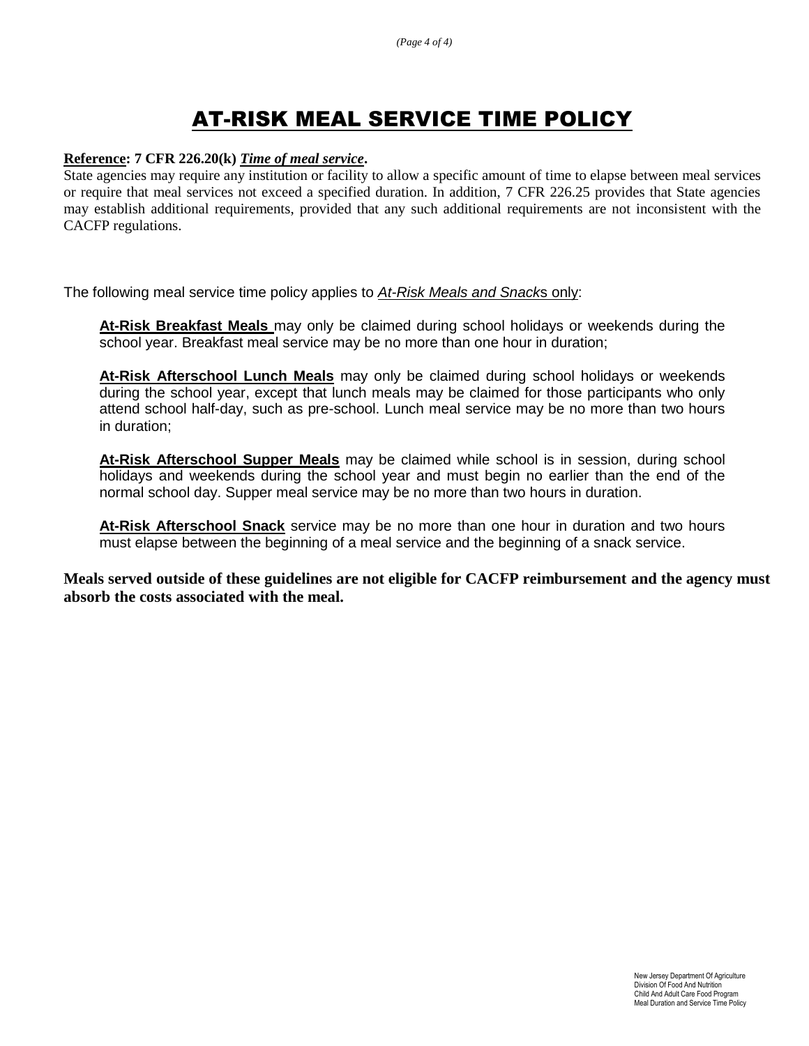# AT-RISK MEAL SERVICE TIME POLICY

**Reference: 7 CFR 226.20(k) *Time of meal service*.**
State agencies may require any institution or facility to allow a specific amount of time to elapse between meal services or require that meal services not exceed a specified duration. In addition, 7 CFR 226.25 provides that State agencies may establish additional requirements, provided that any such additional requirements are not inconsistent with the CACFP regulations.

The following meal service time policy applies to *At-Risk Meals and Snacks* only:

**At-Risk Breakfast Meals** may only be claimed during school holidays or weekends during the school year. Breakfast meal service may be no more than one hour in duration;

**At-Risk Afterschool Lunch Meals** may only be claimed during school holidays or weekends during the school year, except that lunch meals may be claimed for those participants who only attend school half-day, such as pre-school. Lunch meal service may be no more than two hours in duration;

**At-Risk Afterschool Supper Meals** may be claimed while school is in session, during school holidays and weekends during the school year and must begin no earlier than the end of the normal school day. Supper meal service may be no more than two hours in duration.

**At-Risk Afterschool Snack** service may be no more than one hour in duration and two hours must elapse between the beginning of a meal service and the beginning of a snack service.

**Meals served outside of these guidelines are not eligible for CACFP reimbursement and the agency must absorb the costs associated with the meal.**